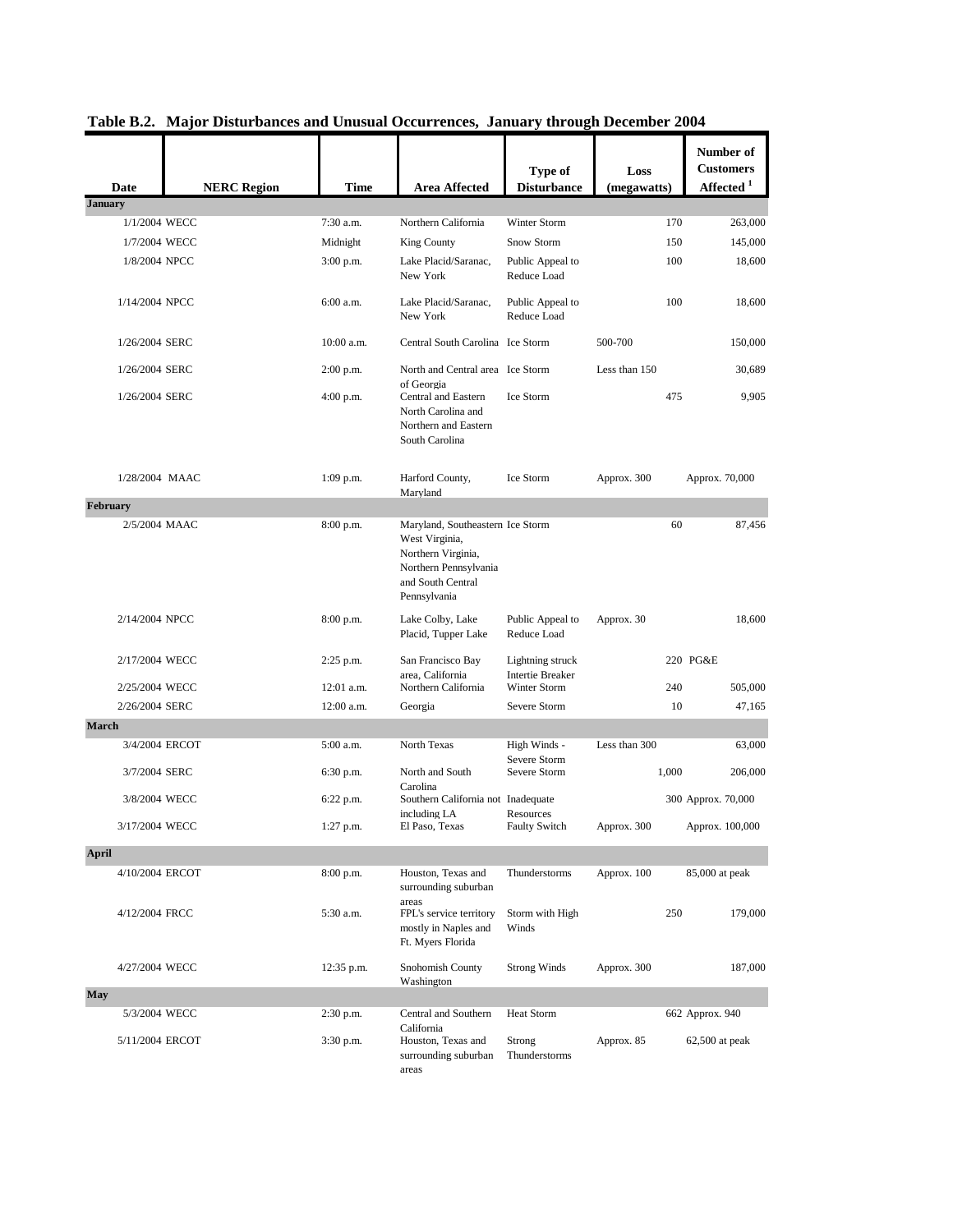# Table B.2. Major Disturbances and Unusual Occurrences, January through December 2004

| Date | NERC Region | Time | Area Affected | Type of Disturbance | Loss (megawatts) | Number of Customers Affected [1] |
|---|---|---|---|---|---|---|
| **January** | | | | | | |
| 1/1/2004 | WECC | 7:30 a.m. | Northern California | Winter Storm | 170 | 263,000 |
| 1/7/2004 | WECC | Midnight | King County | Snow Storm | 150 | 145,000 |
| 1/8/2004 | NPCC | 3:00 p.m. | Lake Placid/Saranac, New York | Public Appeal to Reduce Load | 100 | 18,600 |
| 1/14/2004 | NPCC | 6:00 a.m. | Lake Placid/Saranac, New York | Public Appeal to Reduce Load | 100 | 18,600 |
| 1/26/2004 | SERC | 10:00 a.m. | Central South Carolina | Ice Storm | 500-700 | 150,000 |
| 1/26/2004 | SERC | 2:00 p.m. | North and Central area of Georgia | Ice Storm | Less than 150 | 30,689 |
| 1/26/2004 | SERC | 4:00 p.m. | Central and Eastern North Carolina and Northern and Eastern South Carolina | Ice Storm | 475 | 9,905 |
| 1/28/2004 | MAAC | 1:09 p.m. | Harford County, Maryland | Ice Storm | Approx. 300 | Approx. 70,000 |
| **February** | | | | | | |
| 2/5/2004 | MAAC | 8:00 p.m. | Maryland, Southeastern West Virginia, Northern Virginia, Northern Pennsylvania and South Central Pennsylvania | Ice Storm | 60 | 87,456 |
| 2/14/2004 | NPCC | 8:00 p.m. | Lake Colby, Lake Placid, Tupper Lake | Public Appeal to Reduce Load | Approx. 30 | 18,600 |
| 2/17/2004 | WECC | 2:25 p.m. | San Francisco Bay area, California | Lightning struck Intertie Breaker | 220 | PG&E |
| 2/25/2004 | WECC | 12:01 a.m. | Northern California | Winter Storm | 240 | 505,000 |
| 2/26/2004 | SERC | 12:00 a.m. | Georgia | Severe Storm | 10 | 47,165 |
| **March** | | | | | | |
| 3/4/2004 | ERCOT | 5:00 a.m. | North Texas | High Winds - Severe Storm | Less than 300 | 63,000 |
| 3/7/2004 | SERC | 6:30 p.m. | North and South Carolina | Severe Storm | 1,000 | 206,000 |
| 3/8/2004 | WECC | 6:22 p.m. | Southern California not including LA | Inadequate Resources | 300 | Approx. 70,000 |
| 3/17/2004 | WECC | 1:27 p.m. | El Paso, Texas | Faulty Switch | Approx. 300 | Approx. 100,000 |
| **April** | | | | | | |
| 4/10/2004 | ERCOT | 8:00 p.m. | Houston, Texas and surrounding suburban areas | Thunderstorms | Approx. 100 | 85,000 at peak |
| 4/12/2004 | FRCC | 5:30 a.m. | FPL's service territory mostly in Naples and Ft. Myers Florida | Storm with High Winds | 250 | 179,000 |
| 4/27/2004 | WECC | 12:35 p.m. | Snohomish County Washington | Strong Winds | Approx. 300 | 187,000 |
| **May** | | | | | | |
| 5/3/2004 | WECC | 2:30 p.m. | Central and Southern California | Heat Storm | 662 | Approx. 940 |
| 5/11/2004 | ERCOT | 3:30 p.m. | Houston, Texas and surrounding suburban areas | Strong Thunderstorms | Approx. 85 | 62,500 at peak |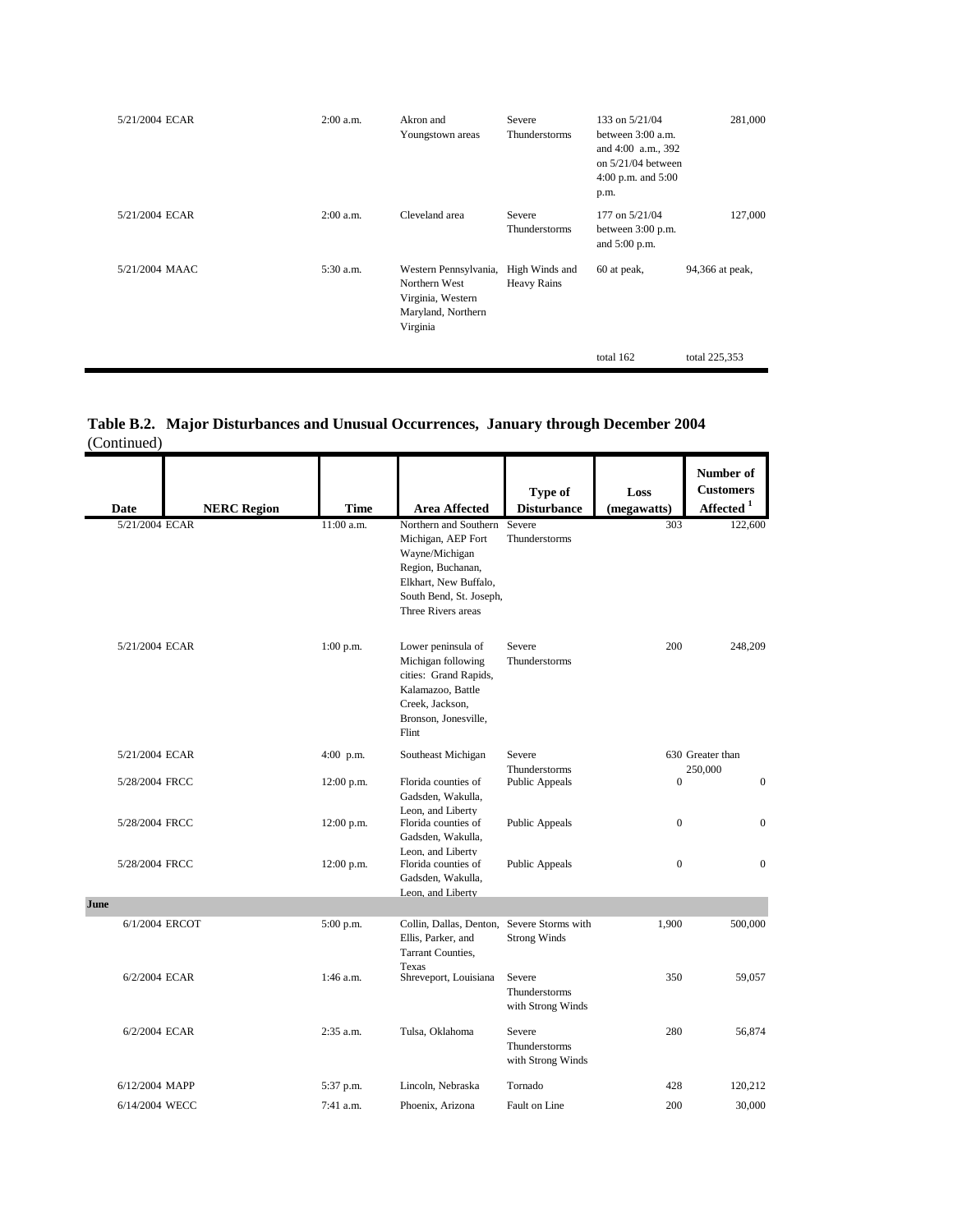| Date | NERC Region | Time | Area Affected | Type of Disturbance | Loss (megawatts) | Number of Customers Affected [1] |
|---|---|---|---|---|---|---|
| 5/21/2004 | ECAR | 2:00 a.m. | Akron and Youngstown areas | Severe Thunderstorms | 133 on 5/21/04 between 3:00 a.m. and 4:00 a.m., 392 on 5/21/04 between 4:00 p.m. and 5:00 p.m. | 281,000 |
| 5/21/2004 | ECAR | 2:00 a.m. | Cleveland area | Severe Thunderstorms | 177 on 5/21/04 between 3:00 p.m. and 5:00 p.m. | 127,000 |
| 5/21/2004 | MAAC | 5:30 a.m. | Western Pennsylvania, Northern West Virginia, Western Maryland, Northern Virginia | High Winds and Heavy Rains | 60 at peak, total 162 | 94,366 at peak, total 225,353 |

**Table B.2. Major Disturbances and Unusual Occurrences, January through December 2004** (Continued)

| Date | NERC Region | Time | Area Affected | Type of Disturbance | Loss (megawatts) | Number of Customers Affected [1] |
|---|---|---|---|---|---|---|
| 5/21/2004 | ECAR | 11:00 a.m. | Northern and Southern Michigan, AEP Fort Wayne/Michigan Region, Buchanan, Elkhart, New Buffalo, South Bend, St. Joseph, Three Rivers areas | Severe Thunderstorms | 303 | 122,600 |
| 5/21/2004 | ECAR | 1:00 p.m. | Lower peninsula of Michigan following cities: Grand Rapids, Kalamazoo, Battle Creek, Jackson, Bronson, Jonesville, Flint | Severe Thunderstorms | 200 | 248,209 |
| 5/21/2004 | ECAR | 4:00 p.m. | Southeast Michigan | Severe Thunderstorms | 630 | Greater than 250,000 |
| 5/28/2004 | FRCC | 12:00 p.m. | Florida counties of Gadsden, Wakulla, Leon, and Liberty | Public Appeals | 0 | 0 |
| 5/28/2004 | FRCC | 12:00 p.m. | Florida counties of Gadsden, Wakulla, Leon, and Liberty | Public Appeals | 0 | 0 |
| 5/28/2004 | FRCC | 12:00 p.m. | Florida counties of Gadsden, Wakulla, Leon, and Liberty | Public Appeals | 0 | 0 |
| **June** | | | | | | |
| 6/1/2004 | ERCOT | 5:00 p.m. | Collin, Dallas, Denton, Ellis, Parker, and Tarrant Counties, Texas | Severe Storms with Strong Winds | 1,900 | 500,000 |
| 6/2/2004 | ECAR | 1:46 a.m. | Shreveport, Louisiana | Severe Thunderstorms with Strong Winds | 350 | 59,057 |
| 6/2/2004 | ECAR | 2:35 a.m. | Tulsa, Oklahoma | Severe Thunderstorms with Strong Winds | 280 | 56,874 |
| 6/12/2004 | MAPP | 5:37 p.m. | Lincoln, Nebraska | Tornado | 428 | 120,212 |
| 6/14/2004 | WECC | 7:41 a.m. | Phoenix, Arizona | Fault on Line | 200 | 30,000 |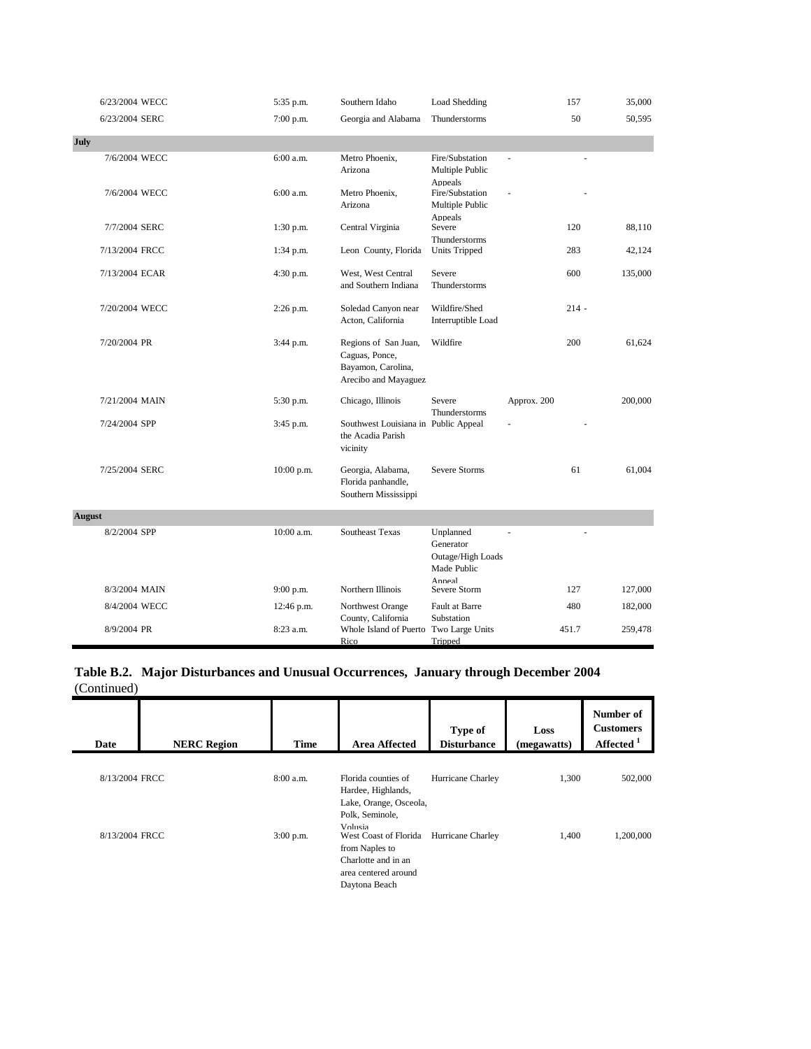| Date | NERC Region | Time | Area Affected | Type of Disturbance | Loss (megawatts) | Number of Customers Affected [1] |
|---|---|---|---|---|---|---|
| 6/23/2004 | WECC | 5:35 p.m. | Southern Idaho | Load Shedding | 157 | 35,000 |
| 6/23/2004 | SERC | 7:00 p.m. | Georgia and Alabama | Thunderstorms | 50 | 50,595 |
| **July** | | | | | | |
| 7/6/2004 | WECC | 6:00 a.m. | Metro Phoenix, Arizona | Fire/Substation Multiple Public Appeals | - | - |
| 7/6/2004 | WECC | 6:00 a.m. | Metro Phoenix, Arizona | Fire/Substation Multiple Public Appeals | - | - |
| 7/7/2004 | SERC | 1:30 p.m. | Central Virginia | Severe Thunderstorms | 120 | 88,110 |
| 7/13/2004 | FRCC | 1:34 p.m. | Leon County, Florida | Units Tripped | 283 | 42,124 |
| 7/13/2004 | ECAR | 4:30 p.m. | West, West Central and Southern Indiana | Severe Thunderstorms | 600 | 135,000 |
| 7/20/2004 | WECC | 2:26 p.m. | Soledad Canyon near Acton, California | Wildfire/Shed Interruptible Load | 214 | - |
| 7/20/2004 | PR | 3:44 p.m. | Regions of San Juan, Caguas, Ponce, Bayamon, Carolina, Arecibo and Mayaguez | Wildfire | 200 | 61,624 |
| 7/21/2004 | MAIN | 5:30 p.m. | Chicago, Illinois | Severe Thunderstorms | Approx. 200 | 200,000 |
| 7/24/2004 | SPP | 3:45 p.m. | Southwest Louisiana in the Acadia Parish vicinity | Public Appeal | - | - |
| 7/25/2004 | SERC | 10:00 p.m. | Georgia, Alabama, Florida panhandle, Southern Mississippi | Severe Storms | 61 | 61,004 |
| **August** | | | | | | |
| 8/2/2004 | SPP | 10:00 a.m. | Southeast Texas | Unplanned Generator Outage/High Loads Made Public Appeal | - | - |
| 8/3/2004 | MAIN | 9:00 p.m. | Northern Illinois | Severe Storm | 127 | 127,000 |
| 8/4/2004 | WECC | 12:46 p.m. | Northwest Orange County, California | Fault at Barre Substation | 480 | 182,000 |
| 8/9/2004 | PR | 8:23 a.m. | Whole Island of Puerto Rico | Two Large Units Tripped | 451.7 | 259,478 |

**Table B.2. Major Disturbances and Unusual Occurrences, January through December 2004**
(Continued)

| Date | NERC Region | Time | Area Affected | Type of Disturbance | Loss (megawatts) | Number of Customers Affected [1] |
|---|---|---|---|---|---|---|
| 8/13/2004 | FRCC | 8:00 a.m. | Florida counties of Hardee, Highlands, Lake, Orange, Osceola, Polk, Seminole, Volusia | Hurricane Charley | 1,300 | 502,000 |
| 8/13/2004 | FRCC | 3:00 p.m. | West Coast of Florida from Naples to Charlotte and in an area centered around Daytona Beach | Hurricane Charley | 1,400 | 1,200,000 |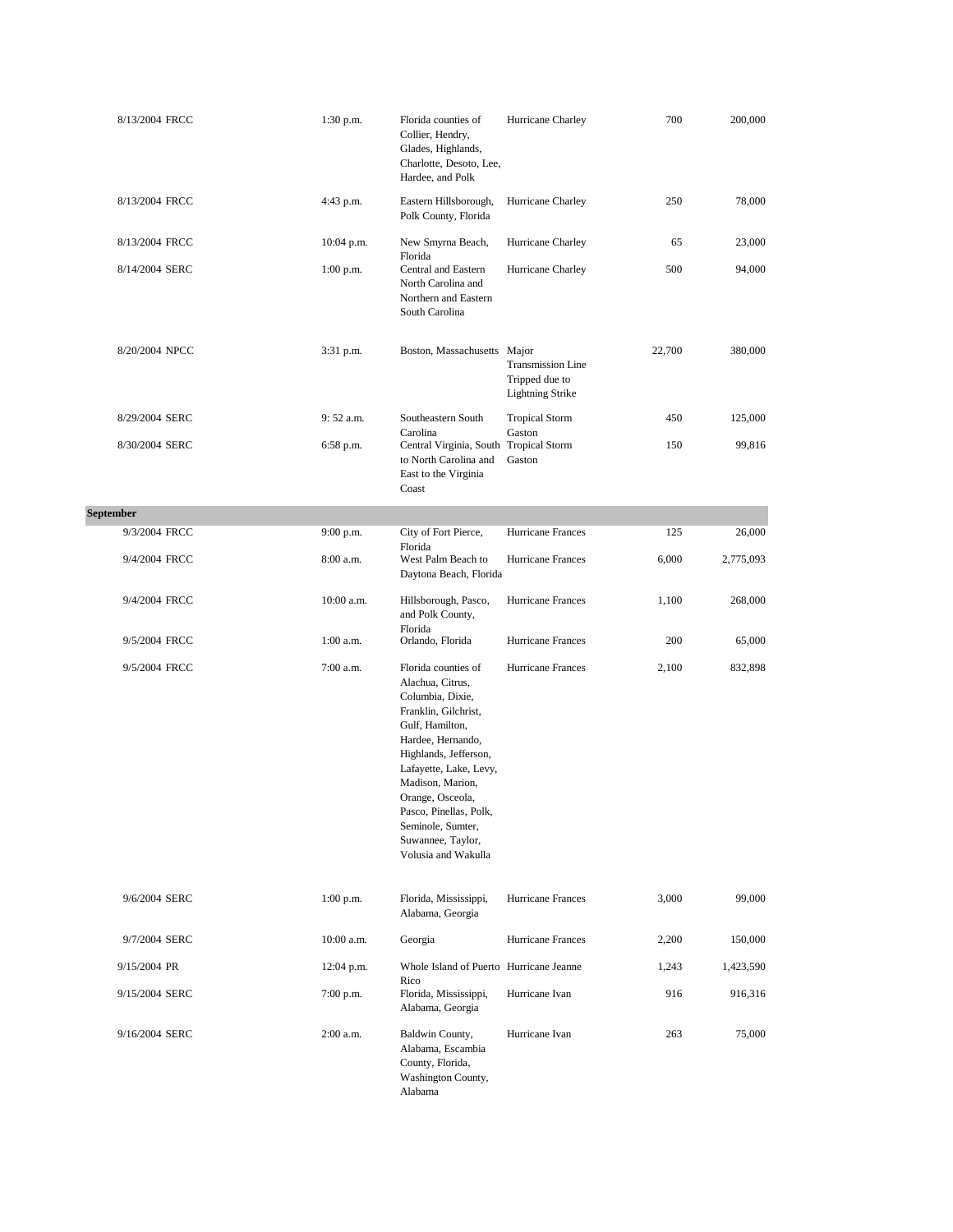| | | | | | |
|---|---|---|---|---|---|
| 8/13/2004 FRCC | 1:30 p.m. | Florida counties of Collier, Hendry, Glades, Highlands, Charlotte, Desoto, Lee, Hardee, and Polk | Hurricane Charley | 700 | 200,000 |
| 8/13/2004 FRCC | 4:43 p.m. | Eastern Hillsborough, Polk County, Florida | Hurricane Charley | 250 | 78,000 |
| 8/13/2004 FRCC | 10:04 p.m. | New Smyrna Beach, Florida | Hurricane Charley | 65 | 23,000 |
| 8/14/2004 SERC | 1:00 p.m. | Central and Eastern North Carolina and Northern and Eastern South Carolina | Hurricane Charley | 500 | 94,000 |
| 8/20/2004 NPCC | 3:31 p.m. | Boston, Massachusetts | Major Transmission Line Tripped due to Lightning Strike | 22,700 | 380,000 |
| 8/29/2004 SERC | 9: 52 a.m. | Southeastern South Carolina | Tropical Storm Gaston | 450 | 125,000 |
| 8/30/2004 SERC | 6:58 p.m. | Central Virginia, South to North Carolina and East to the Virginia Coast | Tropical Storm Gaston | 150 | 99,816 |
| **September** | | | | | |
| 9/3/2004 FRCC | 9:00 p.m. | City of Fort Pierce, Florida | Hurricane Frances | 125 | 26,000 |
| 9/4/2004 FRCC | 8:00 a.m. | West Palm Beach to Daytona Beach, Florida | Hurricane Frances | 6,000 | 2,775,093 |
| 9/4/2004 FRCC | 10:00 a.m. | Hillsborough, Pasco, and Polk County, Florida | Hurricane Frances | 1,100 | 268,000 |
| 9/5/2004 FRCC | 1:00 a.m. | Orlando, Florida | Hurricane Frances | 200 | 65,000 |
| 9/5/2004 FRCC | 7:00 a.m. | Florida counties of Alachua, Citrus, Columbia, Dixie, Franklin, Gilchrist, Gulf, Hamilton, Hardee, Hernando, Highlands, Jefferson, Lafayette, Lake, Levy, Madison, Marion, Orange, Osceola, Pasco, Pinellas, Polk, Seminole, Sumter, Suwannee, Taylor, Volusia and Wakulla | Hurricane Frances | 2,100 | 832,898 |
| 9/6/2004 SERC | 1:00 p.m. | Florida, Mississippi, Alabama, Georgia | Hurricane Frances | 3,000 | 99,000 |
| 9/7/2004 SERC | 10:00 a.m. | Georgia | Hurricane Frances | 2,200 | 150,000 |
| 9/15/2004 PR | 12:04 p.m. | Whole Island of Puerto Rico | Hurricane Jeanne | 1,243 | 1,423,590 |
| 9/15/2004 SERC | 7:00 p.m. | Florida, Mississippi, Alabama, Georgia | Hurricane Ivan | 916 | 916,316 |
| 9/16/2004 SERC | 2:00 a.m. | Baldwin County, Alabama, Escambia County, Florida, Washington County, Alabama | Hurricane Ivan | 263 | 75,000 |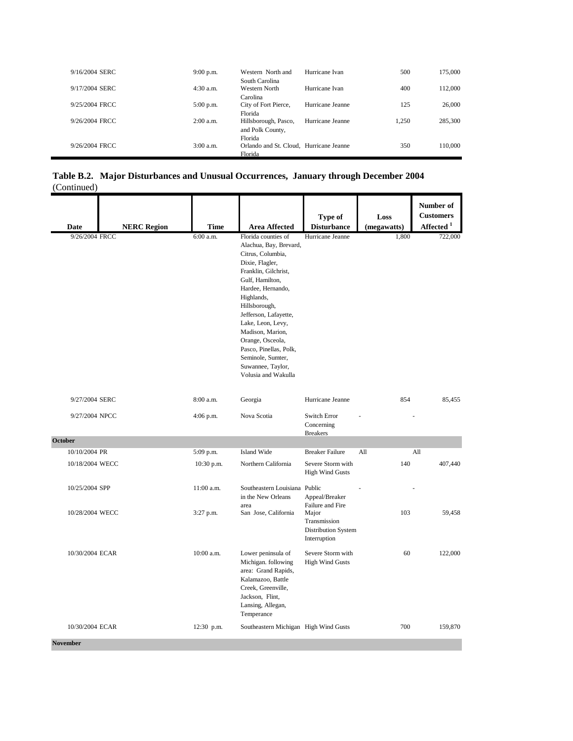| Date | NERC Region | Time | Area Affected | Type of Disturbance | Loss (megawatts) | Number of Customers Affected [1] |
|---|---|---|---|---|---|---|
| 9/16/2004 | SERC | 9:00 p.m. | Western North and South Carolina | Hurricane Ivan | 500 | 175,000 |
| 9/17/2004 | SERC | 4:30 a.m. | Western North Carolina | Hurricane Ivan | 400 | 112,000 |
| 9/25/2004 | FRCC | 5:00 p.m. | City of Fort Pierce, Florida | Hurricane Jeanne | 125 | 26,000 |
| 9/26/2004 | FRCC | 2:00 a.m. | Hillsborough, Pasco, and Polk County, Florida | Hurricane Jeanne | 1,250 | 285,300 |
| 9/26/2004 | FRCC | 3:00 a.m. | Orlando and St. Cloud, Florida | Hurricane Jeanne | 350 | 110,000 |

**Table B.2. Major Disturbances and Unusual Occurrences, January through December 2004** (Continued)

| Date | NERC Region | Time | Area Affected | Type of Disturbance | Loss (megawatts) | Number of Customers Affected [1] |
|---|---|---|---|---|---|---|
| 9/26/2004 | FRCC | 6:00 a.m. | Florida counties of Alachua, Bay, Brevard, Citrus, Columbia, Dixie, Flagler, Franklin, Gilchrist, Gulf, Hamilton, Hardee, Hernando, Highlands, Hillsborough, Jefferson, Lafayette, Lake, Leon, Levy, Madison, Marion, Orange, Osceola, Pasco, Pinellas, Polk, Seminole, Sumter, Suwannee, Taylor, Volusia and Wakulla | Hurricane Jeanne | 1,800 | 722,000 |
| 9/27/2004 | SERC | 8:00 a.m. | Georgia | Hurricane Jeanne | 854 | 85,455 |
| 9/27/2004 | NPCC | 4:06 p.m. | Nova Scotia | Switch Error Concerning Breakers | - | - |
| **October** | | | | | | |
| 10/10/2004 | PR | 5:09 p.m. | Island Wide | Breaker Failure | All | All |
| 10/18/2004 | WECC | 10:30 p.m. | Northern California | Severe Storm with High Wind Gusts | 140 | 407,440 |
| 10/25/2004 | SPP | 11:00 a.m. | Southeastern Louisiana in the New Orleans area | Public Appeal/Breaker Failure and Fire | - | - |
| 10/28/2004 | WECC | 3:27 p.m. | San Jose, California | Major Transmission Distribution System Interruption | 103 | 59,458 |
| 10/30/2004 | ECAR | 10:00 a.m. | Lower peninsula of Michigan. following area: Grand Rapids, Kalamazoo, Battle Creek, Greenville, Jackson, Flint, Lansing, Allegan, Temperance | Severe Storm with High Wind Gusts | 60 | 122,000 |
| 10/30/2004 | ECAR | 12:30 p.m. | Southeastern Michigan | High Wind Gusts | 700 | 159,870 |
| **November** | | | | | | |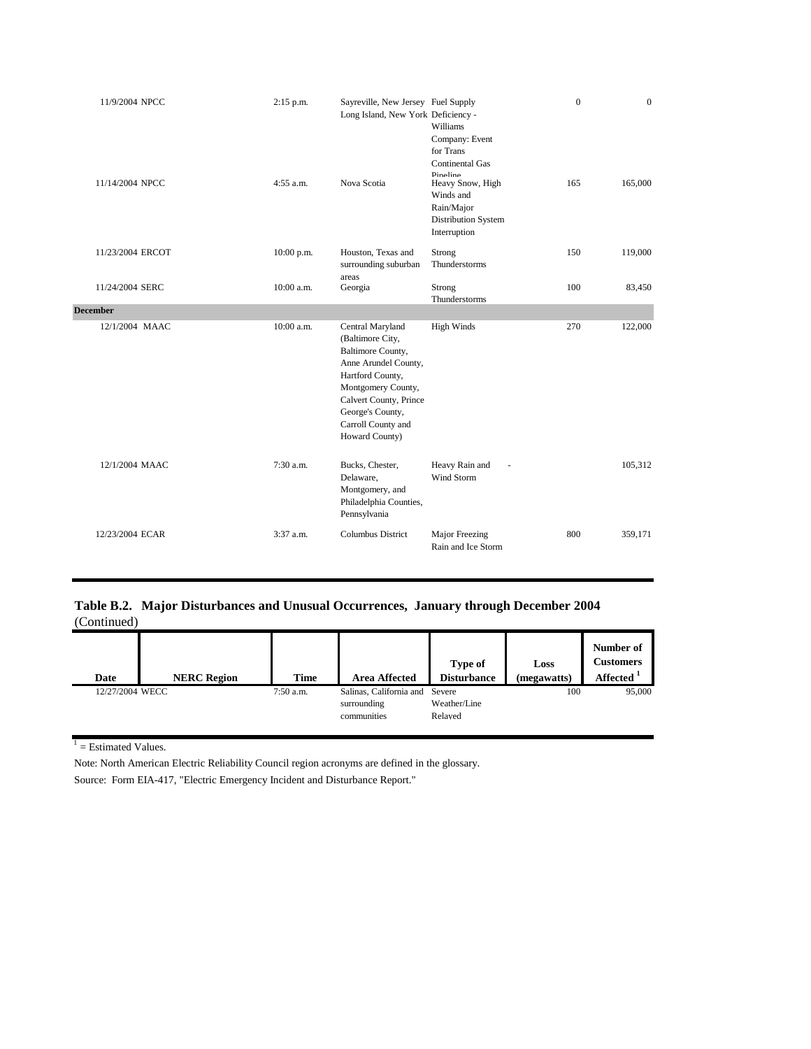| | | | | | | |
|---|---|---|---|---|---|---|
| 11/9/2004 | NPCC | 2:15 p.m. | Sayreville, New Jersey Long Island, New York | Fuel Supply Deficiency - Williams Company: Event for Trans Continental Gas Pipeline | 0 | 0 |
| 11/14/2004 | NPCC | 4:55 a.m. | Nova Scotia | Heavy Snow, High Winds and Rain/Major Distribution System Interruption | 165 | 165,000 |
| 11/23/2004 | ERCOT | 10:00 p.m. | Houston, Texas and surrounding suburban areas | Strong Thunderstorms | 150 | 119,000 |
| 11/24/2004 | SERC | 10:00 a.m. | Georgia | Strong Thunderstorms | 100 | 83,450 |
| **December** | | | | | | |
| 12/1/2004 | MAAC | 10:00 a.m. | Central Maryland (Baltimore City, Baltimore County, Anne Arundel County, Hartford County, Montgomery County, Calvert County, Prince George's County, Carroll County and Howard County) | High Winds | 270 | 122,000 |
| 12/1/2004 | MAAC | 7:30 a.m. | Bucks, Chester, Delaware, Montgomery, and Philadelphia Counties, Pennsylvania | Heavy Rain and Wind Storm | - | 105,312 |
| 12/23/2004 | ECAR | 3:37 a.m. | Columbus District | Major Freezing Rain and Ice Storm | 800 | 359,171 |

**Table B.2. Major Disturbances and Unusual Occurrences, January through December 2004** (Continued)

| Date | NERC Region | Time | Area Affected | Type of Disturbance | Loss (megawatts) | Number of Customers Affected [1] |
|---|---|---|---|---|---|---|
| 12/27/2004 | WECC | 7:50 a.m. | Salinas, California and surrounding communities | Severe Weather/Line Relayed | 100 | 95,000 |

[1] = Estimated Values.

Note: North American Electric Reliability Council region acronyms are defined in the glossary.

Source: Form EIA-417, "Electric Emergency Incident and Disturbance Report."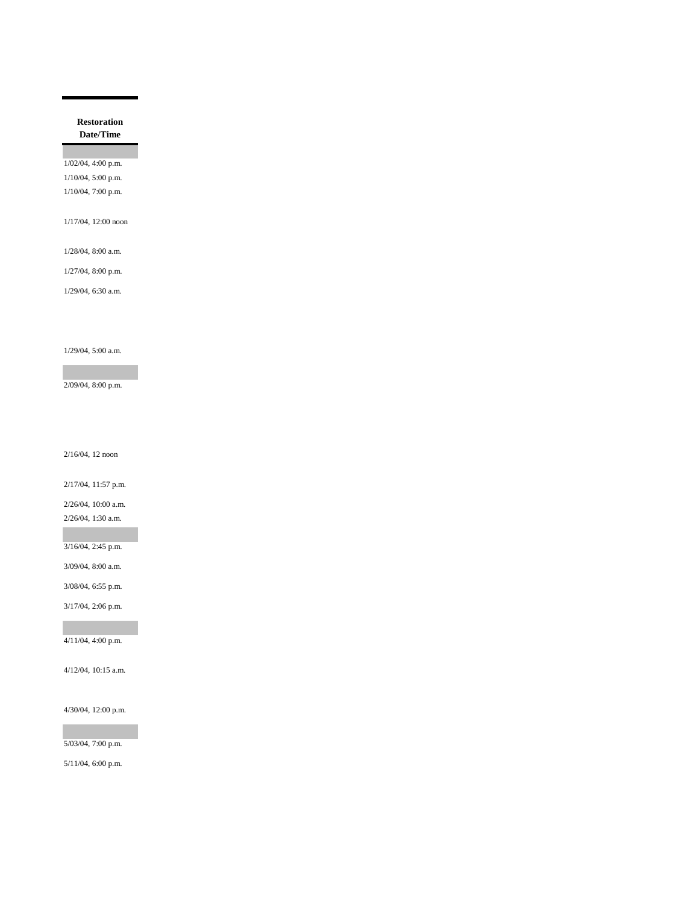| Restoration Date/Time |
|---|
| |
| 1/02/04, 4:00 p.m. |
| 1/10/04, 5:00 p.m. |
| 1/10/04, 7:00 p.m. |
| 1/17/04, 12:00 noon |
| 1/28/04, 8:00 a.m. |
| 1/27/04, 8:00 p.m. |
| 1/29/04, 6:30 a.m. |
| 1/29/04, 5:00 a.m. |
| |
| 2/09/04, 8:00 p.m. |
| 2/16/04, 12 noon |
| 2/17/04, 11:57 p.m. |
| 2/26/04, 10:00 a.m. |
| 2/26/04, 1:30 a.m. |
| |
| 3/16/04, 2:45 p.m. |
| 3/09/04, 8:00 a.m. |
| 3/08/04, 6:55 p.m. |
| 3/17/04, 2:06 p.m. |
| |
| 4/11/04, 4:00 p.m. |
| 4/12/04, 10:15 a.m. |
| 4/30/04, 12:00 p.m. |
| |
| 5/03/04, 7:00 p.m. |
| 5/11/04, 6:00 p.m. |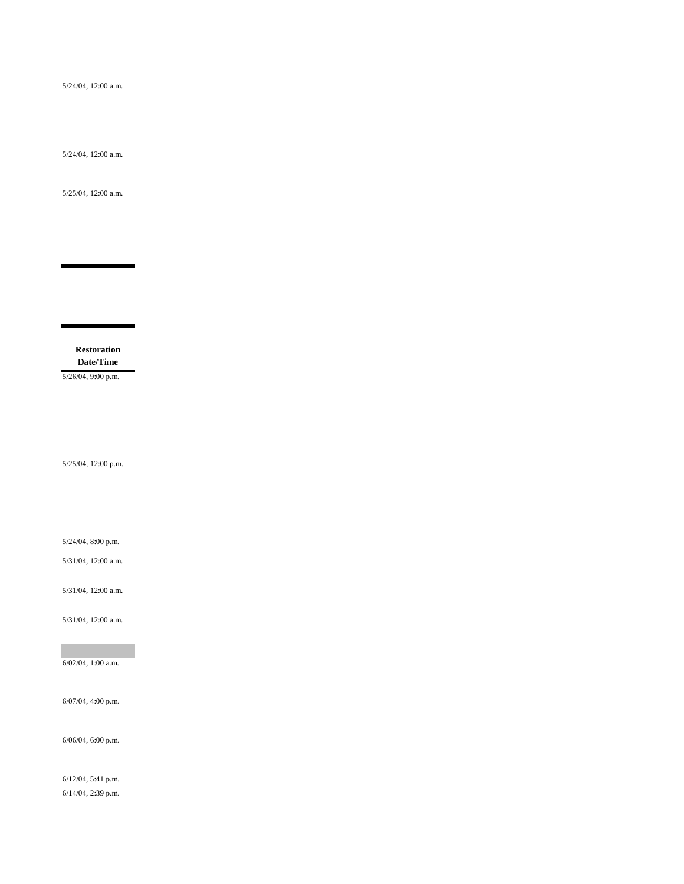5/24/04, 12:00 a.m.

5/24/04, 12:00 a.m.

5/25/04, 12:00 a.m.

| Restoration Date/Time |
|---|
| 5/26/04, 9:00 p.m. |
| 5/25/04, 12:00 p.m. |
| 5/24/04, 8:00 p.m. |
| 5/31/04, 12:00 a.m. |
| 5/31/04, 12:00 a.m. |
| 5/31/04, 12:00 a.m. |
| |
| 6/02/04, 1:00 a.m. |
| 6/07/04, 4:00 p.m. |
| 6/06/04, 6:00 p.m. |
| 6/12/04, 5:41 p.m. |
| 6/14/04, 2:39 p.m. |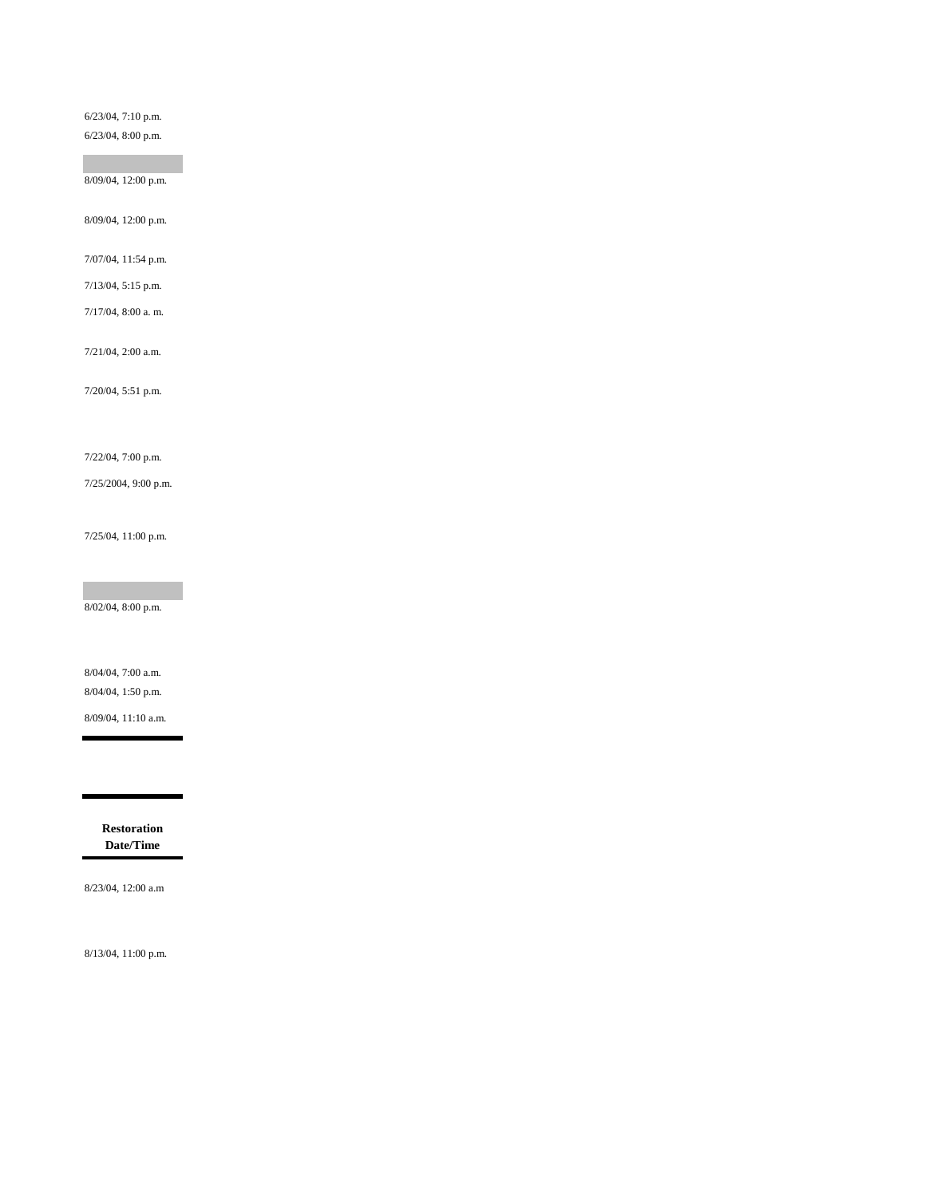| |
|---|
| 6/23/04, 7:10 p.m. |
| 6/23/04, 8:00 p.m. |
| |
| 8/09/04, 12:00 p.m. |
| 8/09/04, 12:00 p.m. |
| 7/07/04, 11:54 p.m. |
| 7/13/04, 5:15 p.m. |
| 7/17/04, 8:00 a. m. |
| 7/21/04, 2:00 a.m. |
| 7/20/04, 5:51 p.m. |
| 7/22/04, 7:00 p.m. |
| 7/25/2004, 9:00 p.m. |
| 7/25/04, 11:00 p.m. |
| |
| 8/02/04, 8:00 p.m. |
| 8/04/04, 7:00 a.m. |
| 8/04/04, 1:50 p.m. |
| 8/09/04, 11:10 a.m. |

| **Restoration Date/Time** |
|---|
| 8/23/04, 12:00 a.m |
| 8/13/04, 11:00 p.m. |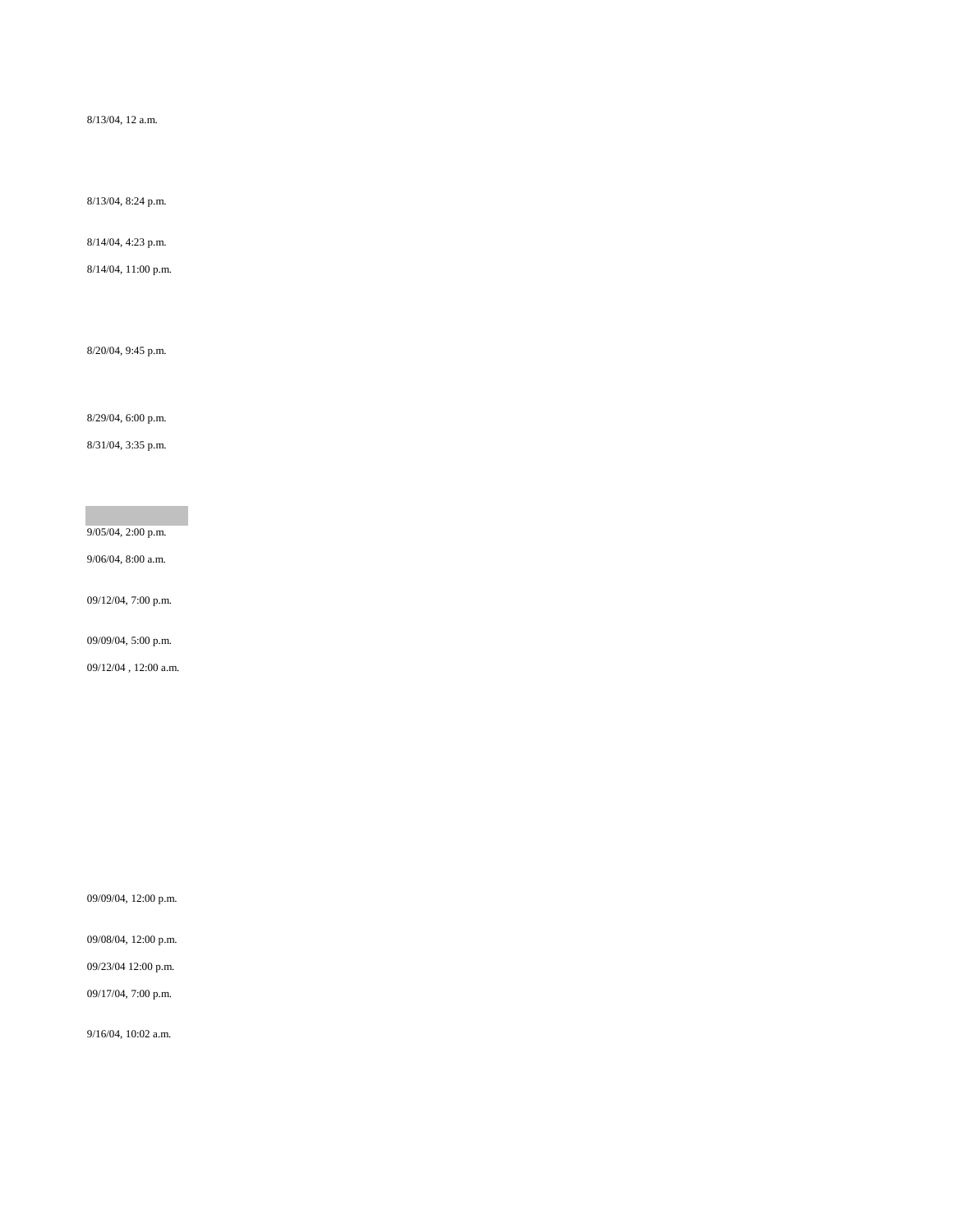8/13/04, 12 a.m.

8/13/04, 8:24 p.m.

8/14/04, 4:23 p.m.

8/14/04, 11:00 p.m.

8/20/04, 9:45 p.m.

8/29/04, 6:00 p.m.

8/31/04, 3:35 p.m.

9/05/04, 2:00 p.m.

9/06/04, 8:00 a.m.

09/12/04, 7:00 p.m.

09/09/04, 5:00 p.m.

09/12/04 , 12:00 a.m.

09/09/04, 12:00 p.m.

09/08/04, 12:00 p.m.

09/23/04 12:00 p.m.

09/17/04, 7:00 p.m.

9/16/04, 10:02 a.m.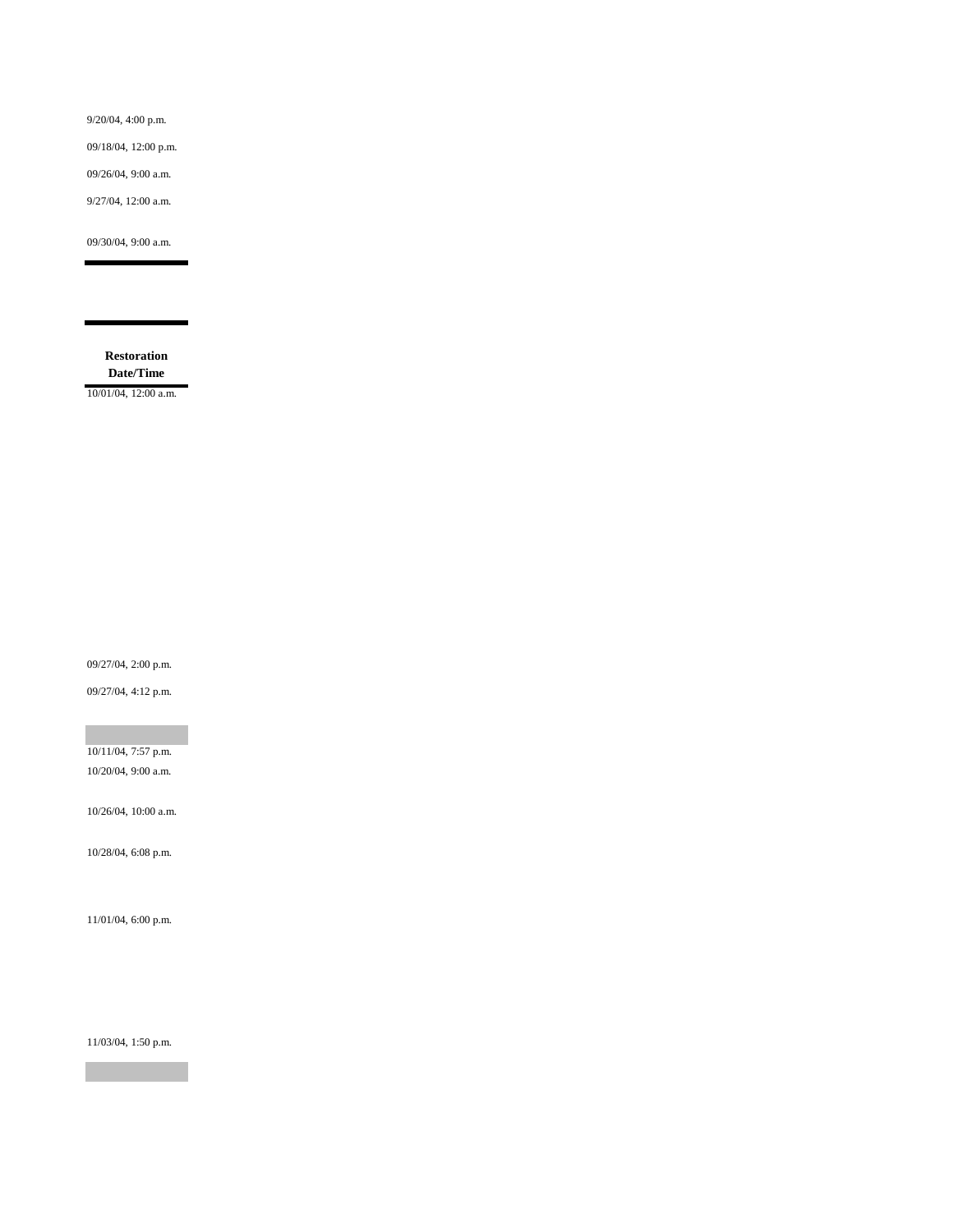| |
|---|
| 9/20/04, 4:00 p.m. |
| 09/18/04, 12:00 p.m. |
| 09/26/04, 9:00 a.m. |
| 9/27/04, 12:00 a.m. |
| 09/30/04, 9:00 a.m. |

| Restoration Date/Time |
|---|
| 10/01/04, 12:00 a.m. |
| 09/27/04, 2:00 p.m. |
| 09/27/04, 4:12 p.m. |
| |
| 10/11/04, 7:57 p.m. |
| 10/20/04, 9:00 a.m. |
| 10/26/04, 10:00 a.m. |
| 10/28/04, 6:08 p.m. |
| 11/01/04, 6:00 p.m. |
| 11/03/04, 1:50 p.m. |
| |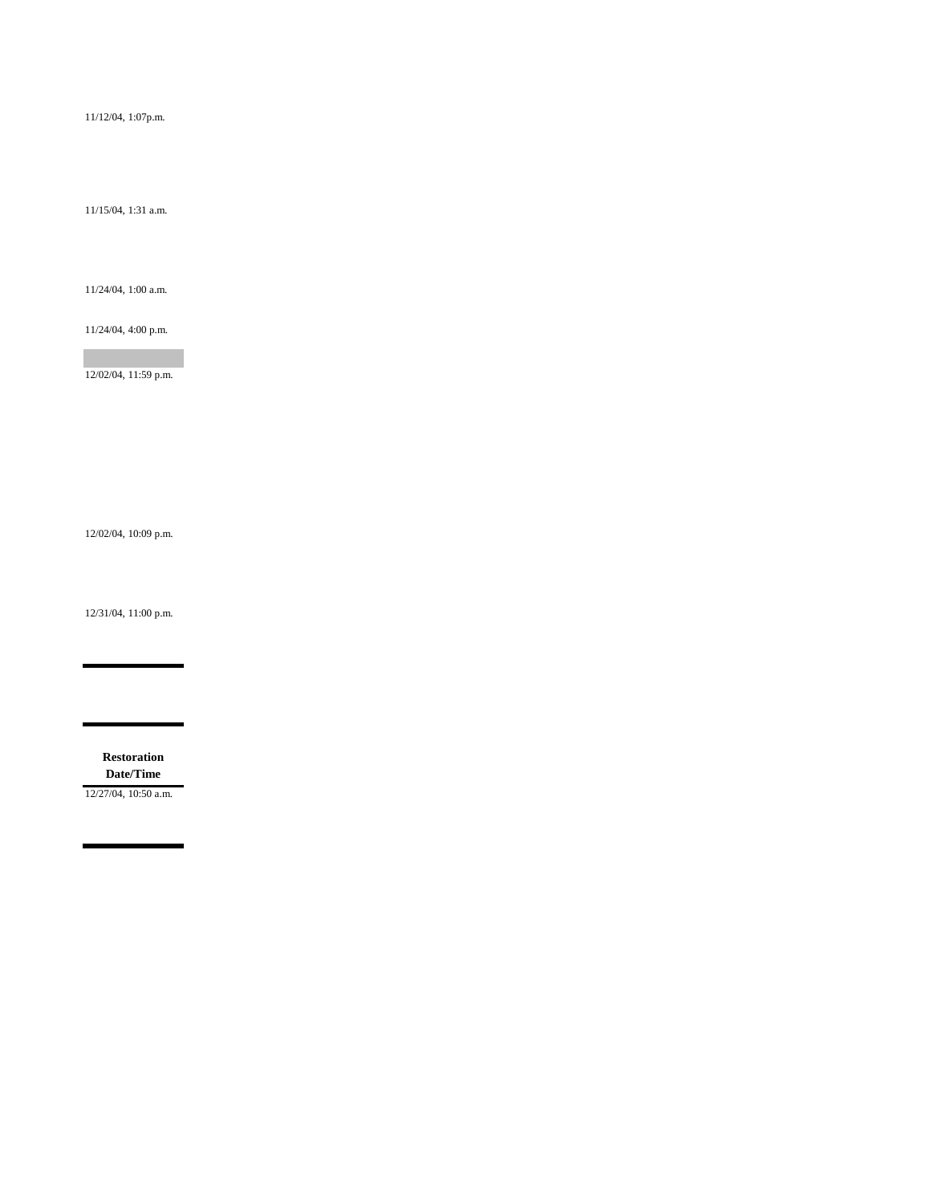11/12/04, 1:07p.m.

11/15/04, 1:31 a.m.

11/24/04, 1:00 a.m.

11/24/04, 4:00 p.m.

12/02/04, 11:59 p.m.

12/02/04, 10:09 p.m.

12/31/04, 11:00 p.m.

| Restoration Date/Time |
| --- |
| 12/27/04, 10:50 a.m. |